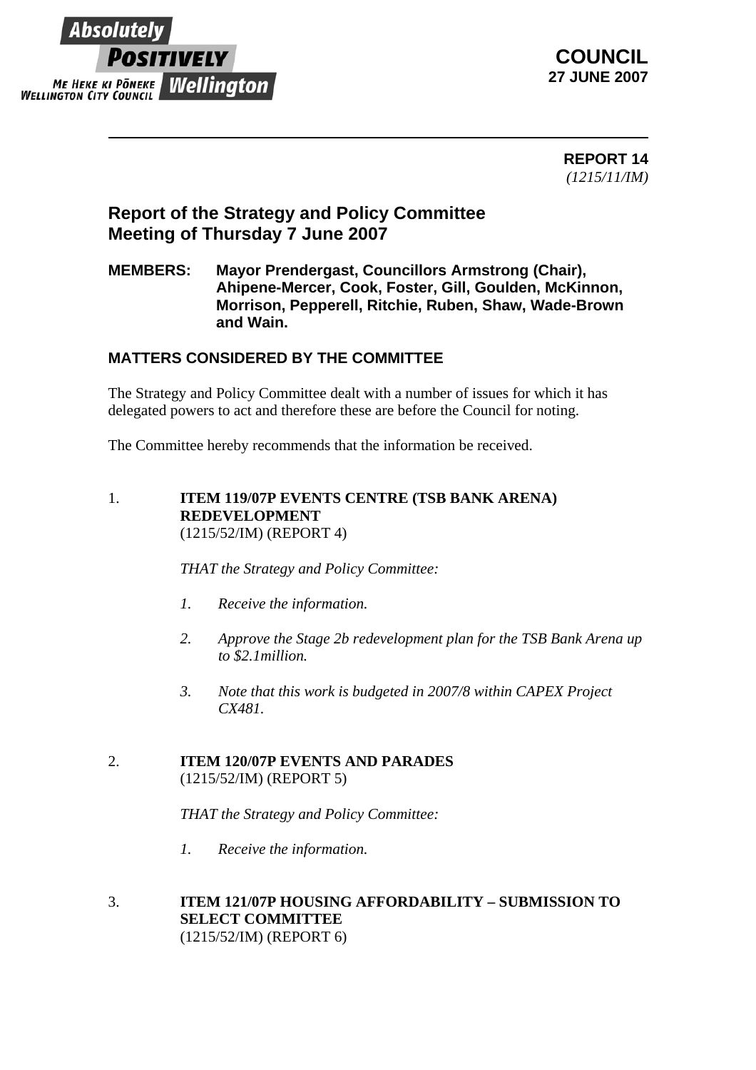Absolutely POSITIVELY Wellington
ME HEKE KI PŌNEKE
WELLINGTON CITY COUNCIL

**COUNCIL**
**27 JUNE 2007**

---

**REPORT 14**
*(1215/11/IM)*

## Report of the Strategy and Policy Committee Meeting of Thursday 7 June 2007

**MEMBERS:** **Mayor Prendergast, Councillors Armstrong (Chair), Ahipene-Mercer, Cook, Foster, Gill, Goulden, McKinnon, Morrison, Pepperell, Ritchie, Ruben, Shaw, Wade-Brown and Wain.**

### MATTERS CONSIDERED BY THE COMMITTEE

The Strategy and Policy Committee dealt with a number of issues for which it has delegated powers to act and therefore these are before the Council for noting.

The Committee hereby recommends that the information be received.

1. **ITEM 119/07P EVENTS CENTRE (TSB BANK ARENA) REDEVELOPMENT**
(1215/52/IM) (REPORT 4)

*THAT the Strategy and Policy Committee:*

*1. Receive the information.*

*2. Approve the Stage 2b redevelopment plan for the TSB Bank Arena up to $2.1million.*

*3. Note that this work is budgeted in 2007/8 within CAPEX Project CX481.*

2. **ITEM 120/07P EVENTS AND PARADES**
(1215/52/IM) (REPORT 5)

*THAT the Strategy and Policy Committee:*

*1. Receive the information.*

3. **ITEM 121/07P HOUSING AFFORDABILITY – SUBMISSION TO SELECT COMMITTEE**
(1215/52/IM) (REPORT 6)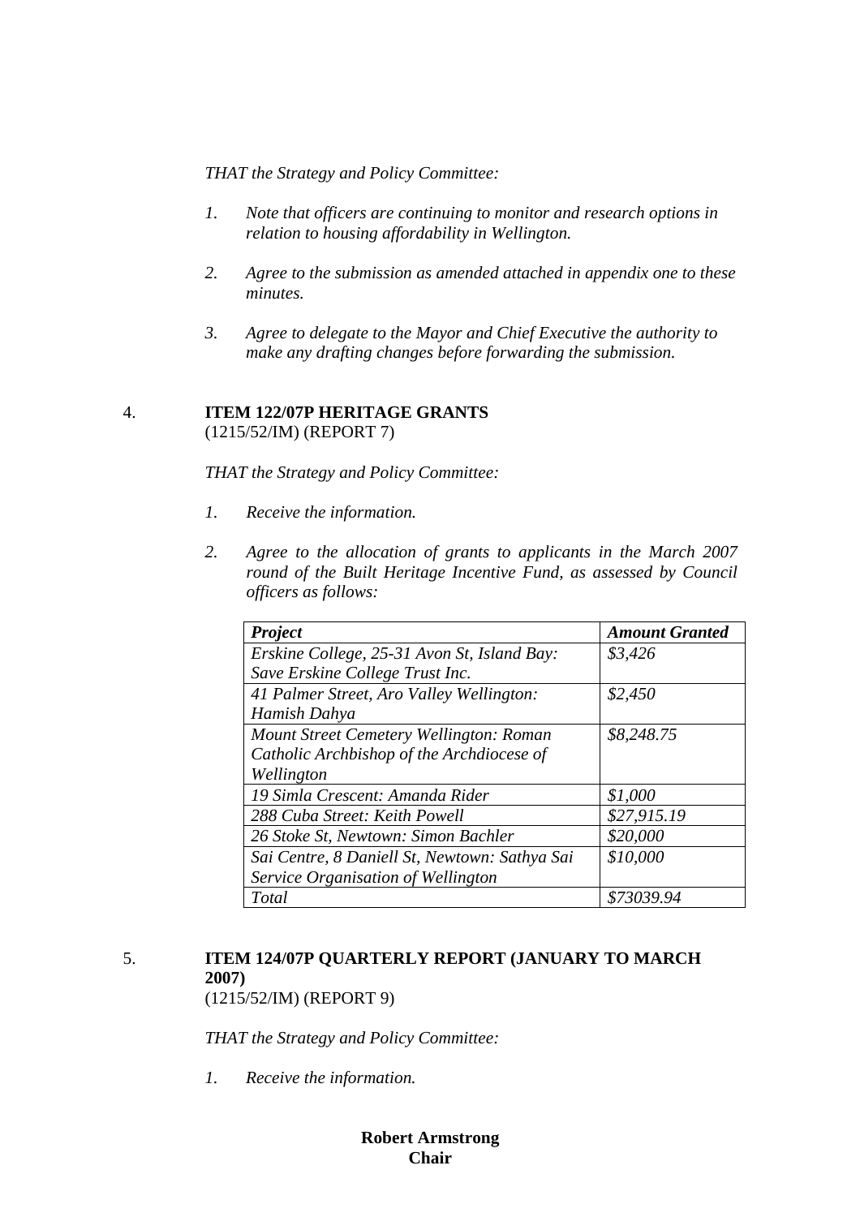*THAT the Strategy and Policy Committee:*

1. *Note that officers are continuing to monitor and research options in relation to housing affordability in Wellington.*

2. *Agree to the submission as amended attached in appendix one to these minutes.*

3. *Agree to delegate to the Mayor and Chief Executive the authority to make any drafting changes before forwarding the submission.*

4. **ITEM 122/07P HERITAGE GRANTS**
(1215/52/IM) (REPORT 7)

*THAT the Strategy and Policy Committee:*

1. *Receive the information.*

2. *Agree to the allocation of grants to applicants in the March 2007 round of the Built Heritage Incentive Fund, as assessed by Council officers as follows:*

| ***Project*** | ***Amount Granted*** |
|---|---|
| *Erskine College, 25-31 Avon St, Island Bay: Save Erskine College Trust Inc.* | *$3,426* |
| *41 Palmer Street, Aro Valley Wellington: Hamish Dahya* | *$2,450* |
| *Mount Street Cemetery Wellington: Roman Catholic Archbishop of the Archdiocese of Wellington* | *$8,248.75* |
| *19 Simla Crescent: Amanda Rider* | *$1,000* |
| *288 Cuba Street: Keith Powell* | *$27,915.19* |
| *26 Stoke St, Newtown: Simon Bachler* | *$20,000* |
| *Sai Centre, 8 Daniell St, Newtown: Sathya Sai Service Organisation of Wellington* | *$10,000* |
| *Total* | *$73039.94* |

5. **ITEM 124/07P QUARTERLY REPORT (JANUARY TO MARCH 2007)**
(1215/52/IM) (REPORT 9)

*THAT the Strategy and Policy Committee:*

1. *Receive the information.*

**Robert Armstrong**
**Chair**